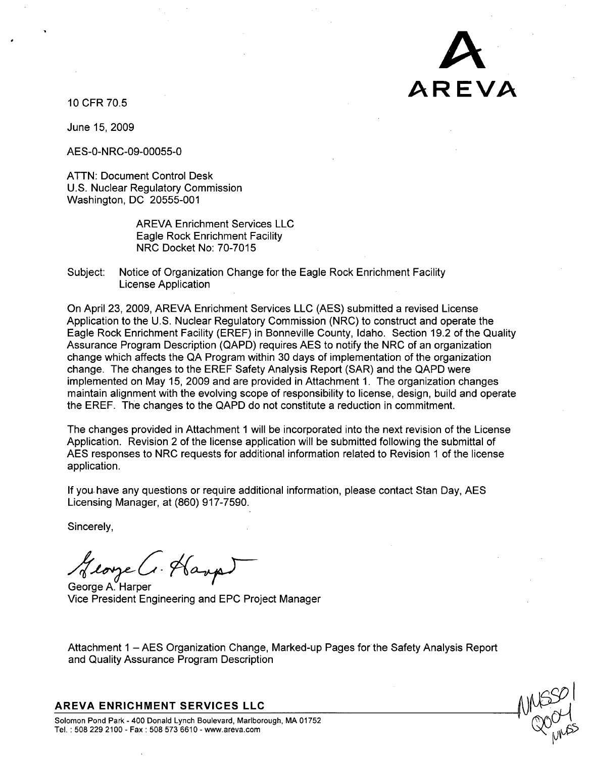AREVA

10 CFR 70.5

June 15, 2009

AES-0-NRC-09-00055-0

ATTN: Document Control Desk
U.S. Nuclear Regulatory Commission
Washington, DC 20555-001

AREVA Enrichment Services LLC
Eagle Rock Enrichment Facility
NRC Docket No: 70-7015

Subject: Notice of Organization Change for the Eagle Rock Enrichment Facility License Application

On April 23, 2009, AREVA Enrichment Services LLC (AES) submitted a revised License Application to the U.S. Nuclear Regulatory Commission (NRC) to construct and operate the Eagle Rock Enrichment Facility (EREF) in Bonneville County, Idaho. Section 19.2 of the Quality Assurance Program Description (QAPD) requires AES to notify the NRC of an organization change which affects the QA Program within 30 days of implementation of the organization change. The changes to the EREF Safety Analysis Report (SAR) and the QAPD were implemented on May 15, 2009 and are provided in Attachment 1. The organization changes maintain alignment with the evolving scope of responsibility to license, design, build and operate the EREF. The changes to the QAPD do not constitute a reduction in commitment.

The changes provided in Attachment 1 will be incorporated into the next revision of the License Application. Revision 2 of the license application will be submitted following the submittal of AES responses to NRC requests for additional information related to Revision 1 of the license application.

If you have any questions or require additional information, please contact Stan Day, AES Licensing Manager, at (860) 917-7590.

Sincerely,

George A. Harper
Vice President Engineering and EPC Project Manager

Attachment 1 – AES Organization Change, Marked-up Pages for the Safety Analysis Report and Quality Assurance Program Description

**AREVA ENRICHMENT SERVICES LLC**

Solomon Pond Park - 400 Donald Lynch Boulevard, Marlborough, MA 01752
Tel. : 508 229 2100 - Fax : 508 573 6610 - www.areva.com

NMSS01
Q004
NMSS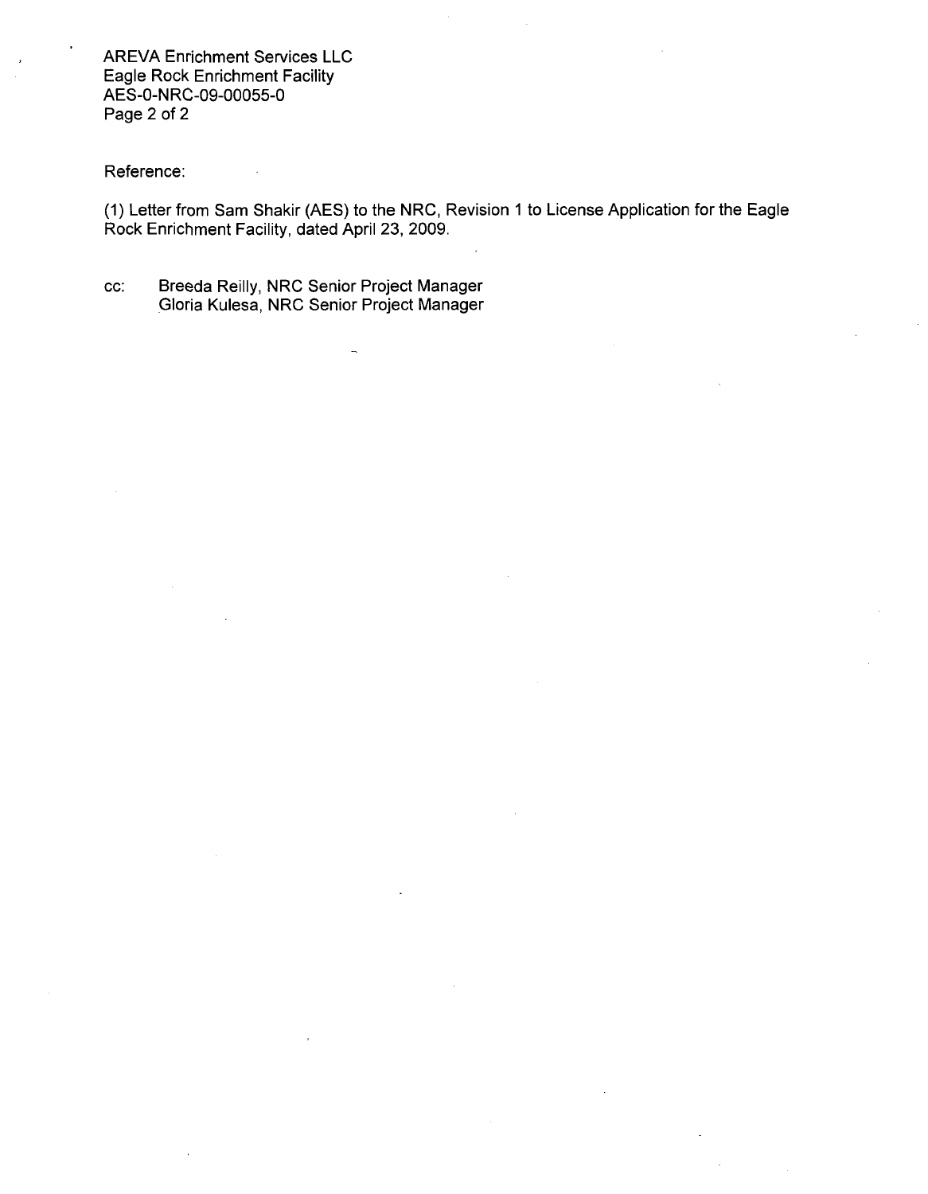Reference:

(1) Letter from Sam Shakir (AES) to the NRC, Revision 1 to License Application for the Eagle Rock Enrichment Facility, dated April 23, 2009.

cc: Breeda Reilly, NRC Senior Project Manager
Gloria Kulesa, NRC Senior Project Manager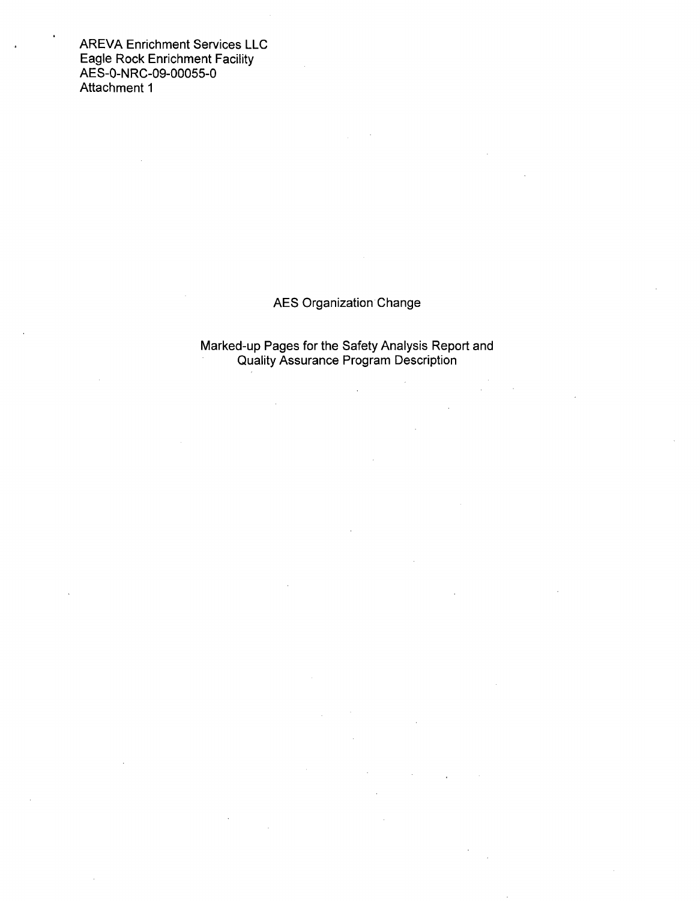AREVA Enrichment Services LLC
Eagle Rock Enrichment Facility
AES-0-NRC-09-00055-0
Attachment 1

AES Organization Change

Marked-up Pages for the Safety Analysis Report and Quality Assurance Program Description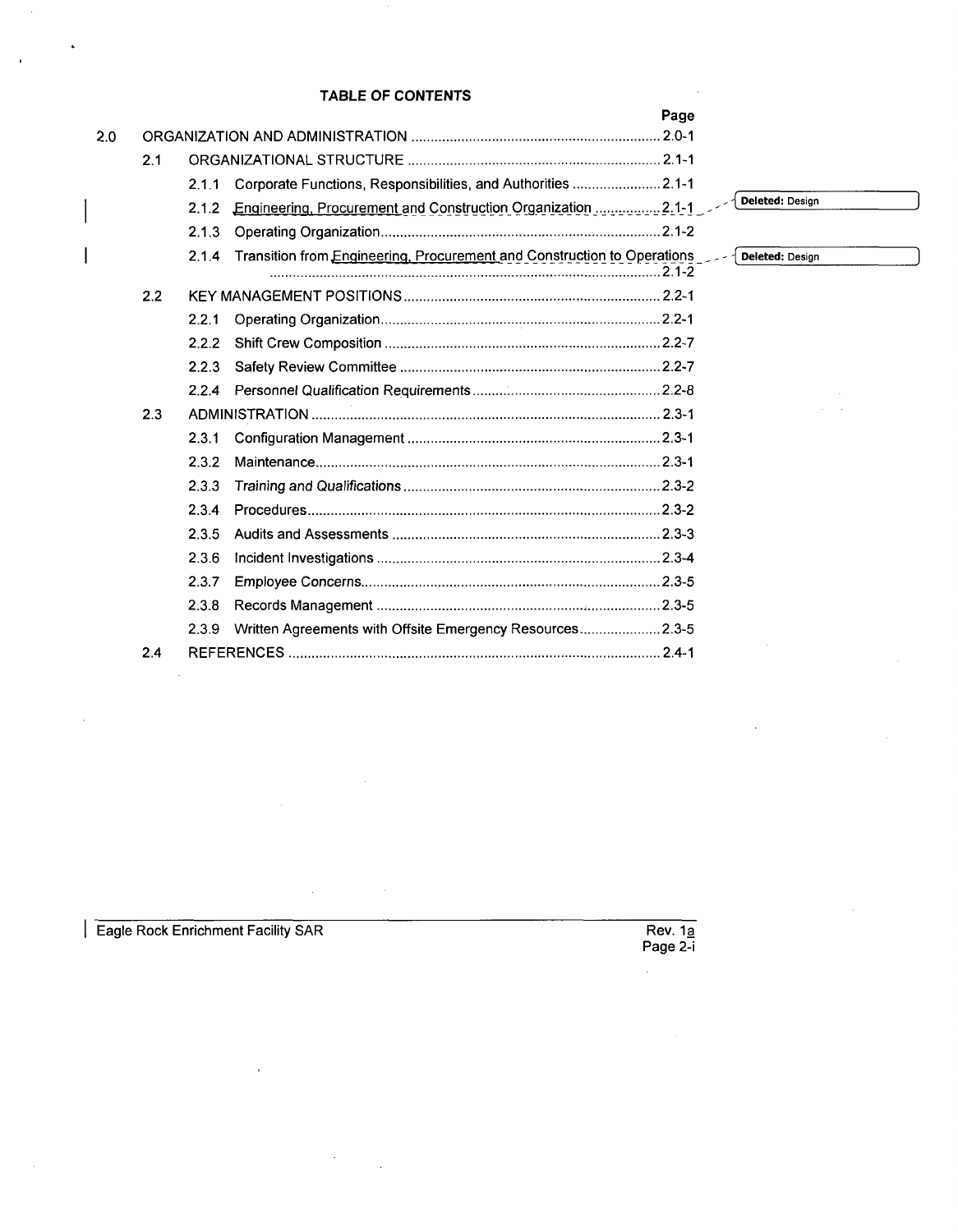## TABLE OF CONTENTS

| | | | Page |
|---|---|---|---|
| 2.0 | ORGANIZATION AND ADMINISTRATION | | 2.0-1 |
| 2.1 | ORGANIZATIONAL STRUCTURE | | 2.1-1 |
| | 2.1.1 | Corporate Functions, Responsibilities, and Authorities | 2.1-1 |
| | 2.1.2 | Engineering, Procurement and Construction Organization | 2.1-1 |
| | 2.1.3 | Operating Organization | 2.1-2 |
| | 2.1.4 | Transition from Engineering, Procurement and Construction to Operations | 2.1-2 |
| 2.2 | KEY MANAGEMENT POSITIONS | | 2.2-1 |
| | 2.2.1 | Operating Organization | 2.2-1 |
| | 2.2.2 | Shift Crew Composition | 2.2-7 |
| | 2.2.3 | Safety Review Committee | 2.2-7 |
| | 2.2.4 | Personnel Qualification Requirements | 2.2-8 |
| 2.3 | ADMINISTRATION | | 2.3-1 |
| | 2.3.1 | Configuration Management | 2.3-1 |
| | 2.3.2 | Maintenance | 2.3-1 |
| | 2.3.3 | Training and Qualifications | 2.3-2 |
| | 2.3.4 | Procedures | 2.3-2 |
| | 2.3.5 | Audits and Assessments | 2.3-3 |
| | 2.3.6 | Incident Investigations | 2.3-4 |
| | 2.3.7 | Employee Concerns | 2.3-5 |
| | 2.3.8 | Records Management | 2.3-5 |
| | 2.3.9 | Written Agreements with Offsite Emergency Resources | 2.3-5 |
| 2.4 | REFERENCES | | 2.4-1 |

Deleted: Design

Deleted: Design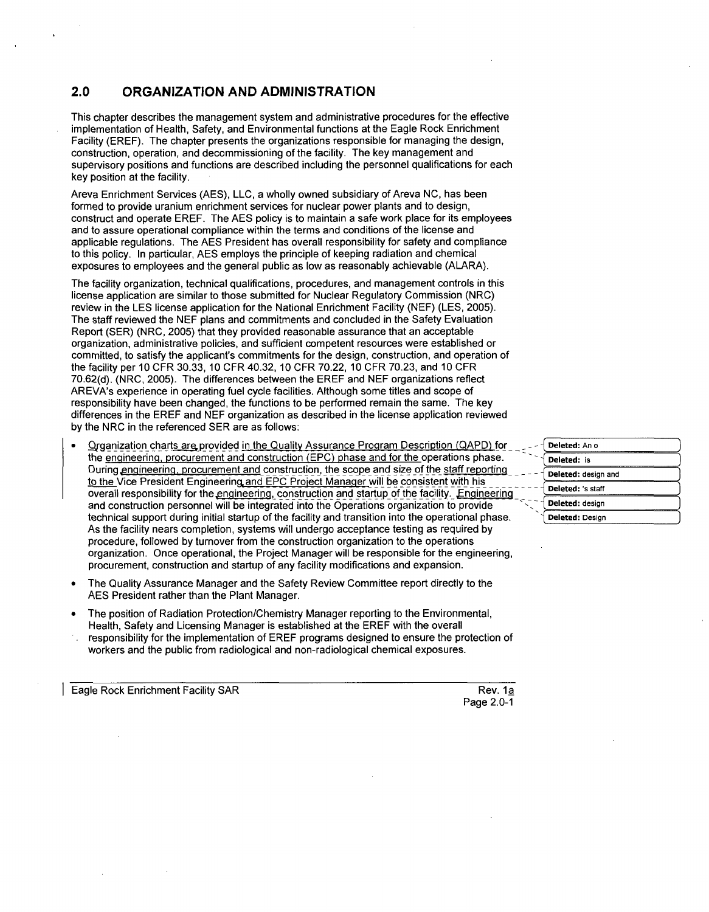## 2.0 ORGANIZATION AND ADMINISTRATION

This chapter describes the management system and administrative procedures for the effective implementation of Health, Safety, and Environmental functions at the Eagle Rock Enrichment Facility (EREF). The chapter presents the organizations responsible for managing the design, construction, operation, and decommissioning of the facility. The key management and supervisory positions and functions are described including the personnel qualifications for each key position at the facility.

Areva Enrichment Services (AES), LLC, a wholly owned subsidiary of Areva NC, has been formed to provide uranium enrichment services for nuclear power plants and to design, construct and operate EREF. The AES policy is to maintain a safe work place for its employees and to assure operational compliance within the terms and conditions of the license and applicable regulations. The AES President has overall responsibility for safety and compliance to this policy. In particular, AES employs the principle of keeping radiation and chemical exposures to employees and the general public as low as reasonably achievable (ALARA).

The facility organization, technical qualifications, procedures, and management controls in this license application are similar to those submitted for Nuclear Regulatory Commission (NRC) review in the LES license application for the National Enrichment Facility (NEF) (LES, 2005). The staff reviewed the NEF plans and commitments and concluded in the Safety Evaluation Report (SER) (NRC, 2005) that they provided reasonable assurance that an acceptable organization, administrative policies, and sufficient competent resources were established or committed, to satisfy the applicant's commitments for the design, construction, and operation of the facility per 10 CFR 30.33, 10 CFR 40.32, 10 CFR 70.22, 10 CFR 70.23, and 10 CFR 70.62(d). (NRC, 2005). The differences between the EREF and NEF organizations reflect AREVA's experience in operating fuel cycle facilities. Although some titles and scope of responsibility have been changed, the functions to be performed remain the same. The key differences in the EREF and NEF organization as described in the license application reviewed by the NRC in the referenced SER are as follows:

- Organization charts are provided in the Quality Assurance Program Description (QAPD) for the engineering, procurement and construction (EPC) phase and for the operations phase. During engineering, procurement and construction, the scope and size of the staff reporting to the Vice President Engineering and EPC Project Manager will be consistent with his overall responsibility for the engineering, construction and startup of the facility. Engineering and construction personnel will be integrated into the Operations organization to provide technical support during initial startup of the facility and transition into the operational phase. As the facility nears completion, systems will undergo acceptance testing as required by procedure, followed by turnover from the construction organization to the operations organization. Once operational, the Project Manager will be responsible for the engineering, procurement, construction and startup of any facility modifications and expansion.
- The Quality Assurance Manager and the Safety Review Committee report directly to the AES President rather than the Plant Manager.
- The position of Radiation Protection/Chemistry Manager reporting to the Environmental, Health, Safety and Licensing Manager is established at the EREF with the overall responsibility for the implementation of EREF programs designed to ensure the protection of workers and the public from radiological and non-radiological chemical exposures.

Deleted: An o
Deleted: is
Deleted: design and
Deleted: 's staff
Deleted: design
Deleted: Design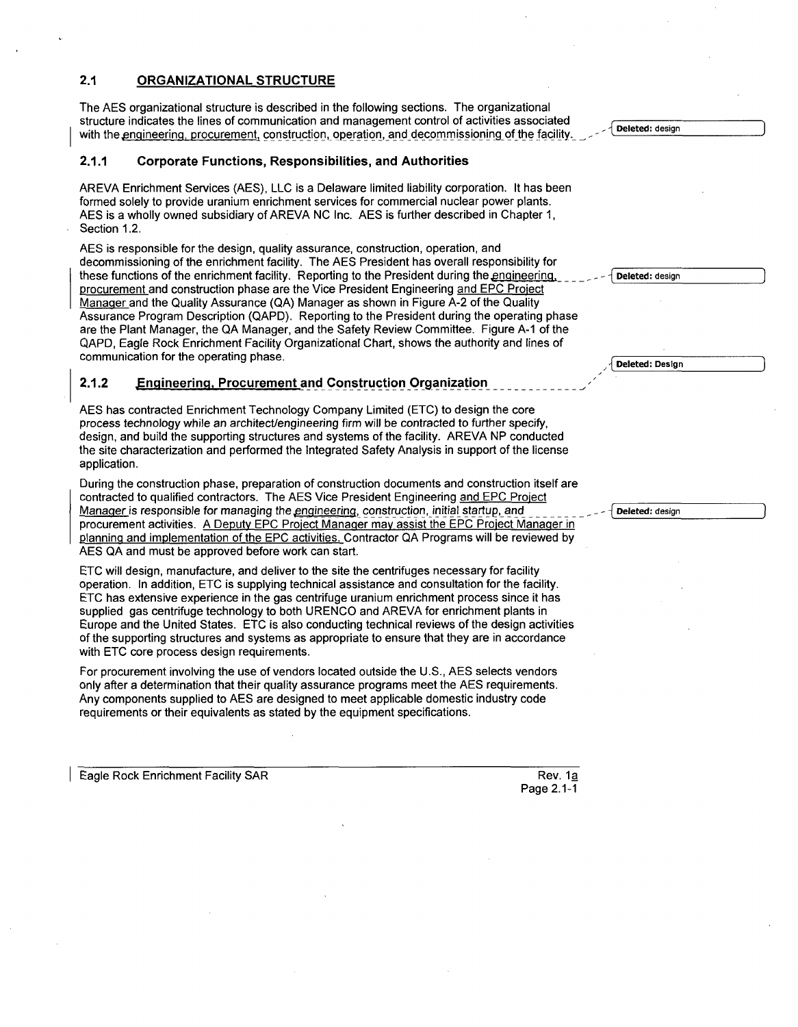## 2.1 ORGANIZATIONAL STRUCTURE

The AES organizational structure is described in the following sections. The organizational structure indicates the lines of communication and management control of activities associated with the engineering, procurement, construction, operation, and decommissioning of the facility.

### 2.1.1 Corporate Functions, Responsibilities, and Authorities

AREVA Enrichment Services (AES), LLC is a Delaware limited liability corporation. It has been formed solely to provide uranium enrichment services for commercial nuclear power plants. AES is a wholly owned subsidiary of AREVA NC Inc. AES is further described in Chapter 1, Section 1.2.

AES is responsible for the design, quality assurance, construction, operation, and decommissioning of the enrichment facility. The AES President has overall responsibility for these functions of the enrichment facility. Reporting to the President during the engineering, procurement and construction phase are the Vice President Engineering and EPC Project Manager and the Quality Assurance (QA) Manager as shown in Figure A-2 of the Quality Assurance Program Description (QAPD). Reporting to the President during the operating phase are the Plant Manager, the QA Manager, and the Safety Review Committee. Figure A-1 of the QAPD, Eagle Rock Enrichment Facility Organizational Chart, shows the authority and lines of communication for the operating phase.

### 2.1.2 Engineering, Procurement and Construction Organization

AES has contracted Enrichment Technology Company Limited (ETC) to design the core process technology while an architect/engineering firm will be contracted to further specify, design, and build the supporting structures and systems of the facility. AREVA NP conducted the site characterization and performed the Integrated Safety Analysis in support of the license application.

During the construction phase, preparation of construction documents and construction itself are contracted to qualified contractors. The AES Vice President Engineering and EPC Project Manager is responsible for managing the engineering, construction, initial startup, and procurement activities. A Deputy EPC Project Manager may assist the EPC Project Manager in planning and implementation of the EPC activities. Contractor QA Programs will be reviewed by AES QA and must be approved before work can start.

ETC will design, manufacture, and deliver to the site the centrifuges necessary for facility operation. In addition, ETC is supplying technical assistance and consultation for the facility. ETC has extensive experience in the gas centrifuge uranium enrichment process since it has supplied gas centrifuge technology to both URENCO and AREVA for enrichment plants in Europe and the United States. ETC is also conducting technical reviews of the design activities of the supporting structures and systems as appropriate to ensure that they are in accordance with ETC core process design requirements.

For procurement involving the use of vendors located outside the U.S., AES selects vendors only after a determination that their quality assurance programs meet the AES requirements. Any components supplied to AES are designed to meet applicable domestic industry code requirements or their equivalents as stated by the equipment specifications.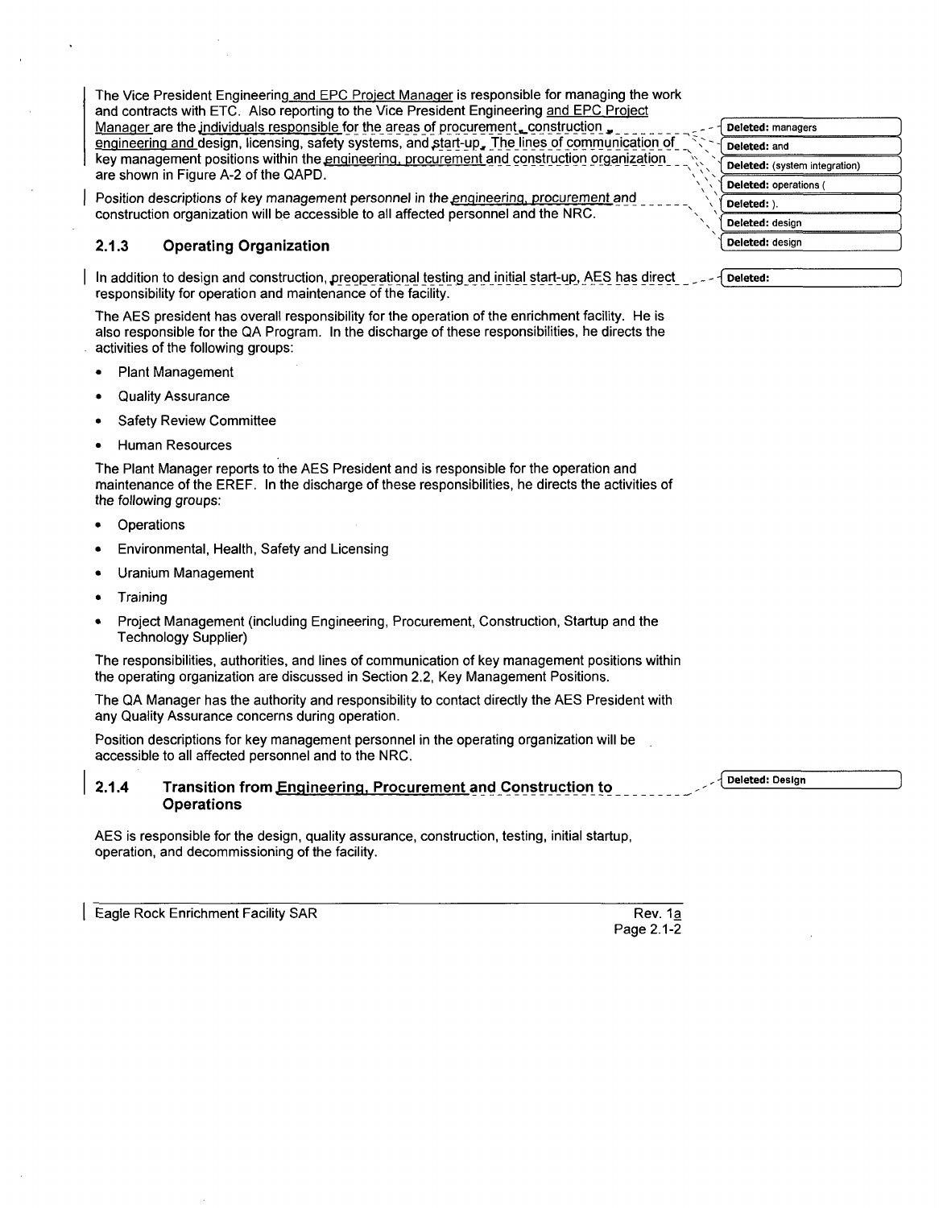The Vice President Engineering and EPC Project Manager is responsible for managing the work and contracts with ETC. Also reporting to the Vice President Engineering and EPC Project Manager are the individuals responsible for the areas of procurement, construction, engineering and design, licensing, safety systems, and start-up. The lines of communication of key management positions within the engineering, procurement and construction organization are shown in Figure A-2 of the QAPD.

Position descriptions of key management personnel in the engineering, procurement and construction organization will be accessible to all affected personnel and the NRC.

### 2.1.3 Operating Organization

In addition to design and construction, preoperational testing and initial start-up, AES has direct responsibility for operation and maintenance of the facility.

The AES president has overall responsibility for the operation of the enrichment facility. He is also responsible for the QA Program. In the discharge of these responsibilities, he directs the activities of the following groups:

- Plant Management
- Quality Assurance
- Safety Review Committee
- Human Resources

The Plant Manager reports to the AES President and is responsible for the operation and maintenance of the EREF. In the discharge of these responsibilities, he directs the activities of the following groups:

- Operations
- Environmental, Health, Safety and Licensing
- Uranium Management
- Training
- Project Management (including Engineering, Procurement, Construction, Startup and the Technology Supplier)

The responsibilities, authorities, and lines of communication of key management positions within the operating organization are discussed in Section 2.2, Key Management Positions.

The QA Manager has the authority and responsibility to contact directly the AES President with any Quality Assurance concerns during operation.

Position descriptions for key management personnel in the operating organization will be accessible to all affected personnel and to the NRC.

### 2.1.4 Transition from Engineering, Procurement and Construction to Operations

AES is responsible for the design, quality assurance, construction, testing, initial startup, operation, and decommissioning of the facility.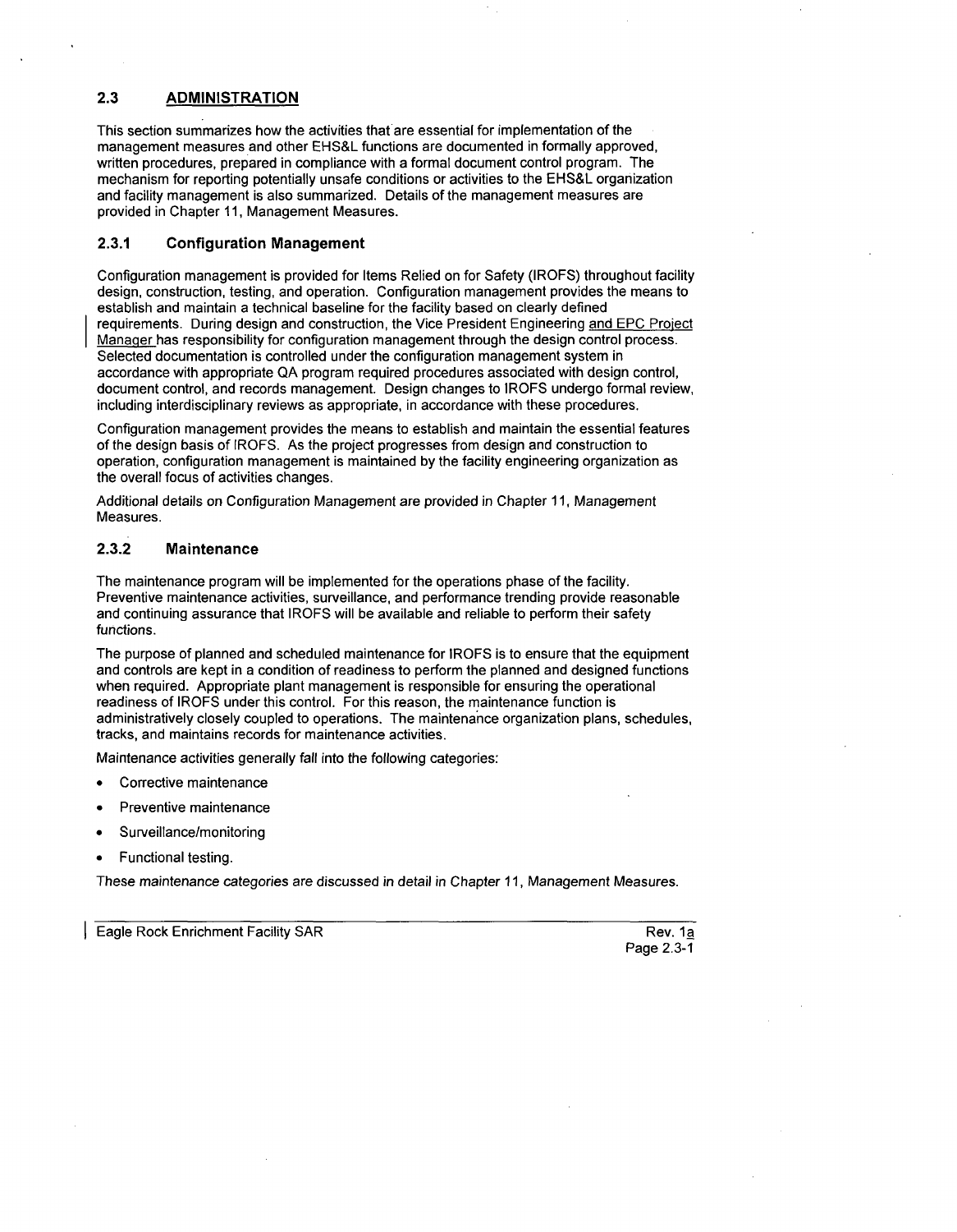## 2.3 ADMINISTRATION

This section summarizes how the activities that are essential for implementation of the management measures and other EHS&L functions are documented in formally approved, written procedures, prepared in compliance with a formal document control program. The mechanism for reporting potentially unsafe conditions or activities to the EHS&L organization and facility management is also summarized. Details of the management measures are provided in Chapter 11, Management Measures.

### 2.3.1 Configuration Management

Configuration management is provided for Items Relied on for Safety (IROFS) throughout facility design, construction, testing, and operation. Configuration management provides the means to establish and maintain a technical baseline for the facility based on clearly defined requirements. During design and construction, the Vice President Engineering and EPC Project Manager has responsibility for configuration management through the design control process. Selected documentation is controlled under the configuration management system in accordance with appropriate QA program required procedures associated with design control, document control, and records management. Design changes to IROFS undergo formal review, including interdisciplinary reviews as appropriate, in accordance with these procedures.

Configuration management provides the means to establish and maintain the essential features of the design basis of IROFS. As the project progresses from design and construction to operation, configuration management is maintained by the facility engineering organization as the overall focus of activities changes.

Additional details on Configuration Management are provided in Chapter 11, Management Measures.

### 2.3.2 Maintenance

The maintenance program will be implemented for the operations phase of the facility. Preventive maintenance activities, surveillance, and performance trending provide reasonable and continuing assurance that IROFS will be available and reliable to perform their safety functions.

The purpose of planned and scheduled maintenance for IROFS is to ensure that the equipment and controls are kept in a condition of readiness to perform the planned and designed functions when required. Appropriate plant management is responsible for ensuring the operational readiness of IROFS under this control. For this reason, the maintenance function is administratively closely coupled to operations. The maintenance organization plans, schedules, tracks, and maintains records for maintenance activities.

Maintenance activities generally fall into the following categories:

- Corrective maintenance
- Preventive maintenance
- Surveillance/monitoring
- Functional testing.

These maintenance categories are discussed in detail in Chapter 11, Management Measures.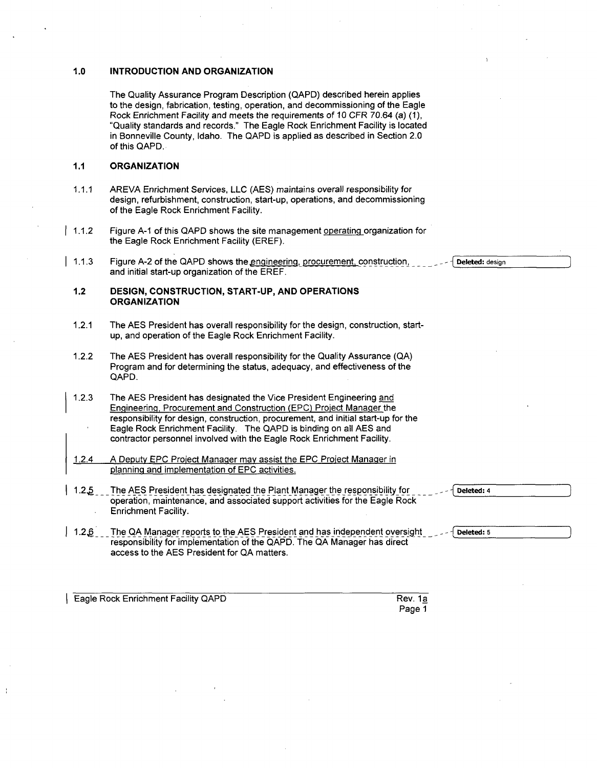## 1.0 INTRODUCTION AND ORGANIZATION

The Quality Assurance Program Description (QAPD) described herein applies to the design, fabrication, testing, operation, and decommissioning of the Eagle Rock Enrichment Facility and meets the requirements of 10 CFR 70.64 (a) (1), "Quality standards and records." The Eagle Rock Enrichment Facility is located in Bonneville County, Idaho. The QAPD is applied as described in Section 2.0 of this QAPD.

### 1.1 ORGANIZATION

1.1.1 AREVA Enrichment Services, LLC (AES) maintains overall responsibility for design, refurbishment, construction, start-up, operations, and decommissioning of the Eagle Rock Enrichment Facility.

1.1.2 Figure A-1 of this QAPD shows the site management operating organization for the Eagle Rock Enrichment Facility (EREF).

1.1.3 Figure A-2 of the QAPD shows the engineering, procurement, construction, and initial start-up organization of the EREF.

Deleted: design

### 1.2 DESIGN, CONSTRUCTION, START-UP, AND OPERATIONS ORGANIZATION

1.2.1 The AES President has overall responsibility for the design, construction, start-up, and operation of the Eagle Rock Enrichment Facility.

1.2.2 The AES President has overall responsibility for the Quality Assurance (QA) Program and for determining the status, adequacy, and effectiveness of the QAPD.

1.2.3 The AES President has designated the Vice President Engineering and Engineering, Procurement and Construction (EPC) Project Manager the responsibility for design, construction, procurement, and initial start-up for the Eagle Rock Enrichment Facility. The QAPD is binding on all AES and contractor personnel involved with the Eagle Rock Enrichment Facility.

1.2.4 A Deputy EPC Project Manager may assist the EPC Project Manager in planning and implementation of EPC activities.

1.2.5 The AES President has designated the Plant Manager the responsibility for operation, maintenance, and associated support activities for the Eagle Rock Enrichment Facility.

Deleted: 4

1.2.6 The QA Manager reports to the AES President and has independent oversight responsibility for implementation of the QAPD. The QA Manager has direct access to the AES President for QA matters.

Deleted: 5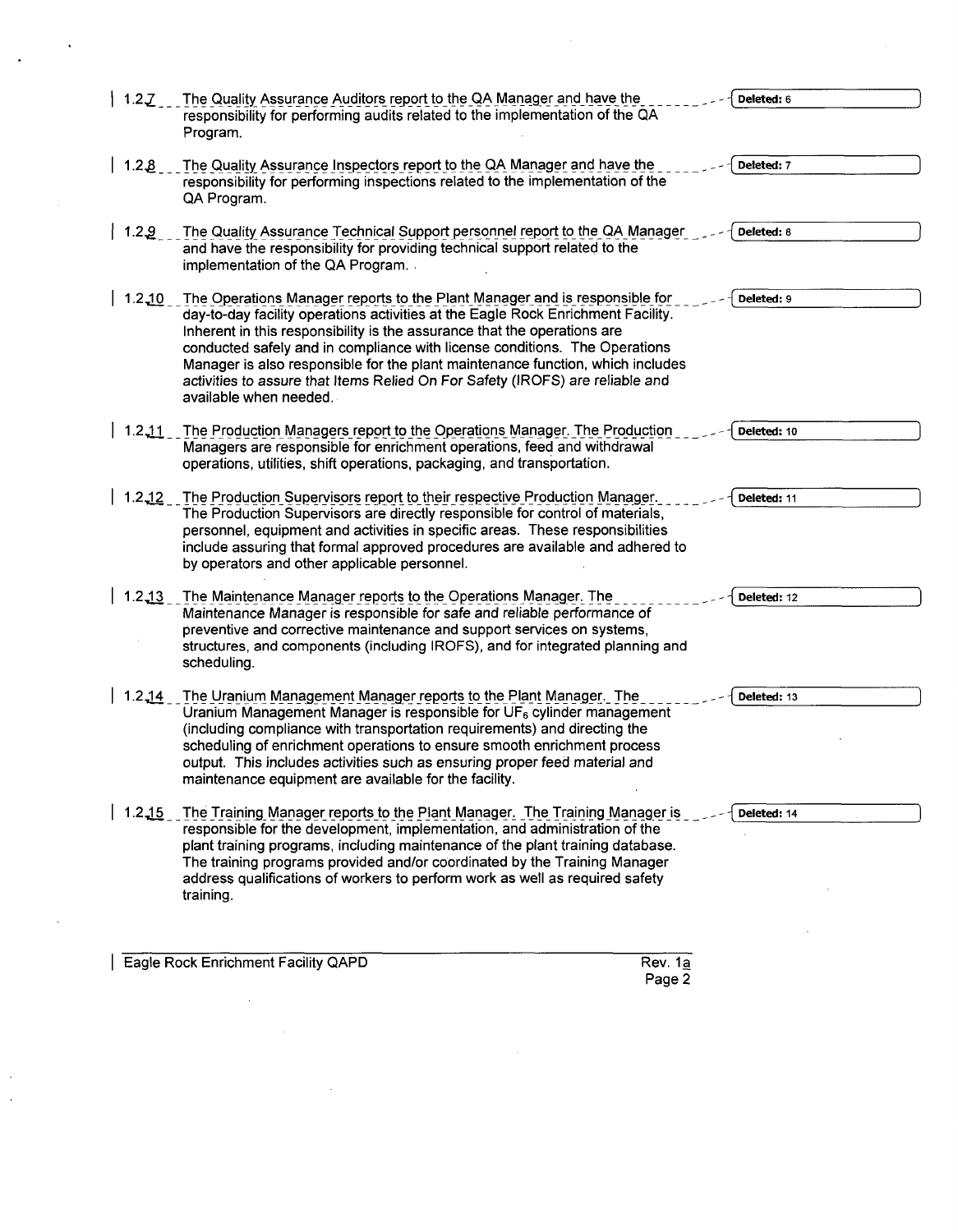1.2.7 The Quality Assurance Auditors report to the QA Manager and have the responsibility for performing audits related to the implementation of the QA Program.

1.2.8 The Quality Assurance Inspectors report to the QA Manager and have the responsibility for performing inspections related to the implementation of the QA Program.

1.2.9 The Quality Assurance Technical Support personnel report to the QA Manager and have the responsibility for providing technical support related to the implementation of the QA Program.

1.2.10 The Operations Manager reports to the Plant Manager and is responsible for day-to-day facility operations activities at the Eagle Rock Enrichment Facility. Inherent in this responsibility is the assurance that the operations are conducted safely and in compliance with license conditions. The Operations Manager is also responsible for the plant maintenance function, which includes activities to assure that Items Relied On For Safety (IROFS) are reliable and available when needed.

1.2.11 The Production Managers report to the Operations Manager. The Production Managers are responsible for enrichment operations, feed and withdrawal operations, utilities, shift operations, packaging, and transportation.

1.2.12 The Production Supervisors report to their respective Production Manager. The Production Supervisors are directly responsible for control of materials, personnel, equipment and activities in specific areas. These responsibilities include assuring that formal approved procedures are available and adhered to by operators and other applicable personnel.

1.2.13 The Maintenance Manager reports to the Operations Manager. The Maintenance Manager is responsible for safe and reliable performance of preventive and corrective maintenance and support services on systems, structures, and components (including IROFS), and for integrated planning and scheduling.

1.2.14 The Uranium Management Manager reports to the Plant Manager. The Uranium Management Manager is responsible for $UF_6$ cylinder management (including compliance with transportation requirements) and directing the scheduling of enrichment operations to ensure smooth enrichment process output. This includes activities such as ensuring proper feed material and maintenance equipment are available for the facility.

1.2.15 The Training Manager reports to the Plant Manager. The Training Manager is responsible for the development, implementation, and administration of the plant training programs, including maintenance of the plant training database. The training programs provided and/or coordinated by the Training Manager address qualifications of workers to perform work as well as required safety training.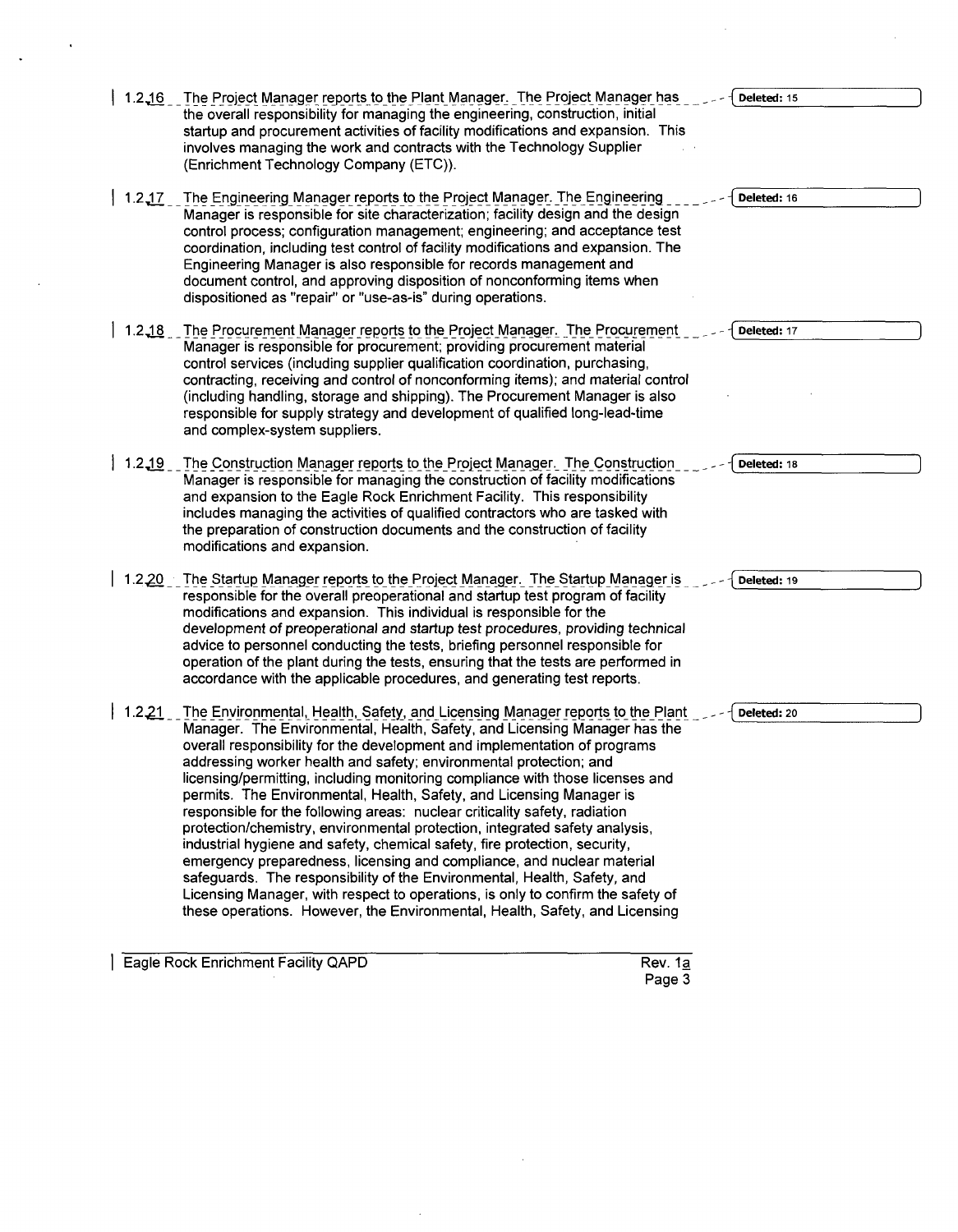1.2.16 The Project Manager reports to the Plant Manager. The Project Manager has the overall responsibility for managing the engineering, construction, initial startup and procurement activities of facility modifications and expansion. This involves managing the work and contracts with the Technology Supplier (Enrichment Technology Company (ETC)).

1.2.17 The Engineering Manager reports to the Project Manager. The Engineering Manager is responsible for site characterization; facility design and the design control process; configuration management; engineering; and acceptance test coordination, including test control of facility modifications and expansion. The Engineering Manager is also responsible for records management and document control, and approving disposition of nonconforming items when dispositioned as "repair" or "use-as-is" during operations.

1.2.18 The Procurement Manager reports to the Project Manager. The Procurement Manager is responsible for procurement; providing procurement material control services (including supplier qualification coordination, purchasing, contracting, receiving and control of nonconforming items); and material control (including handling, storage and shipping). The Procurement Manager is also responsible for supply strategy and development of qualified long-lead-time and complex-system suppliers.

1.2.19 The Construction Manager reports to the Project Manager. The Construction Manager is responsible for managing the construction of facility modifications and expansion to the Eagle Rock Enrichment Facility. This responsibility includes managing the activities of qualified contractors who are tasked with the preparation of construction documents and the construction of facility modifications and expansion.

1.2.20 The Startup Manager reports to the Project Manager. The Startup Manager is responsible for the overall preoperational and startup test program of facility modifications and expansion. This individual is responsible for the development of preoperational and startup test procedures, providing technical advice to personnel conducting the tests, briefing personnel responsible for operation of the plant during the tests, ensuring that the tests are performed in accordance with the applicable procedures, and generating test reports.

1.2.21 The Environmental, Health, Safety, and Licensing Manager reports to the Plant Manager. The Environmental, Health, Safety, and Licensing Manager has the overall responsibility for the development and implementation of programs addressing worker health and safety; environmental protection; and licensing/permitting, including monitoring compliance with those licenses and permits. The Environmental, Health, Safety, and Licensing Manager is responsible for the following areas: nuclear criticality safety, radiation protection/chemistry, environmental protection, integrated safety analysis, industrial hygiene and safety, chemical safety, fire protection, security, emergency preparedness, licensing and compliance, and nuclear material safeguards. The responsibility of the Environmental, Health, Safety, and Licensing Manager, with respect to operations, is only to confirm the safety of these operations. However, the Environmental, Health, Safety, and Licensing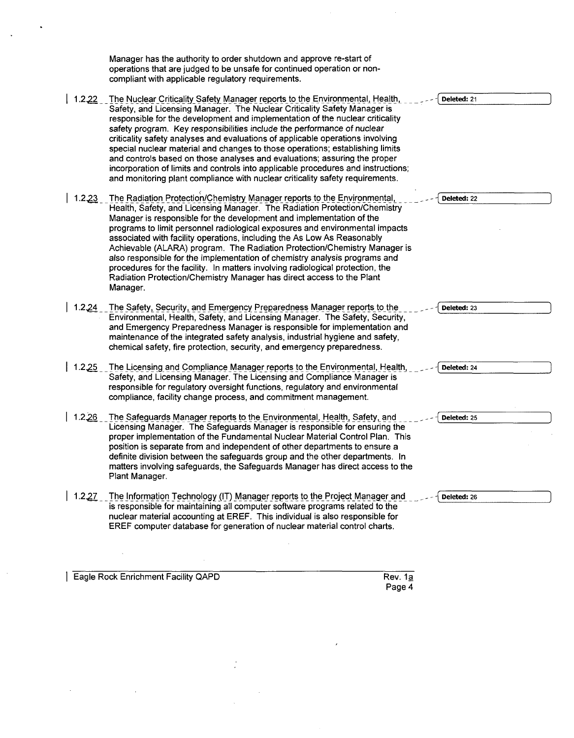Manager has the authority to order shutdown and approve re-start of operations that are judged to be unsafe for continued operation or non-compliant with applicable regulatory requirements.

1.2.22 The Nuclear Criticality Safety Manager reports to the Environmental, Health, Safety, and Licensing Manager. The Nuclear Criticality Safety Manager is responsible for the development and implementation of the nuclear criticality safety program. Key responsibilities include the performance of nuclear criticality safety analyses and evaluations of applicable operations involving special nuclear material and changes to those operations; establishing limits and controls based on those analyses and evaluations; assuring the proper incorporation of limits and controls into applicable procedures and instructions; and monitoring plant compliance with nuclear criticality safety requirements.

1.2.23 The Radiation Protection/Chemistry Manager reports to the Environmental, Health, Safety, and Licensing Manager. The Radiation Protection/Chemistry Manager is responsible for the development and implementation of the programs to limit personnel radiological exposures and environmental impacts associated with facility operations, including the As Low As Reasonably Achievable (ALARA) program. The Radiation Protection/Chemistry Manager is also responsible for the implementation of chemistry analysis programs and procedures for the facility. In matters involving radiological protection, the Radiation Protection/Chemistry Manager has direct access to the Plant Manager.

1.2.24 The Safety, Security, and Emergency Preparedness Manager reports to the Environmental, Health, Safety, and Licensing Manager. The Safety, Security, and Emergency Preparedness Manager is responsible for implementation and maintenance of the integrated safety analysis, industrial hygiene and safety, chemical safety, fire protection, security, and emergency preparedness.

1.2.25 The Licensing and Compliance Manager reports to the Environmental, Health, Safety, and Licensing Manager. The Licensing and Compliance Manager is responsible for regulatory oversight functions, regulatory and environmental compliance, facility change process, and commitment management.

1.2.26 The Safeguards Manager reports to the Environmental, Health, Safety, and Licensing Manager. The Safeguards Manager is responsible for ensuring the proper implementation of the Fundamental Nuclear Material Control Plan. This position is separate from and independent of other departments to ensure a definite division between the safeguards group and the other departments. In matters involving safeguards, the Safeguards Manager has direct access to the Plant Manager.

1.2.27 The Information Technology (IT) Manager reports to the Project Manager and is responsible for maintaining all computer software programs related to the nuclear material accounting at EREF. This individual is also responsible for EREF computer database for generation of nuclear material control charts.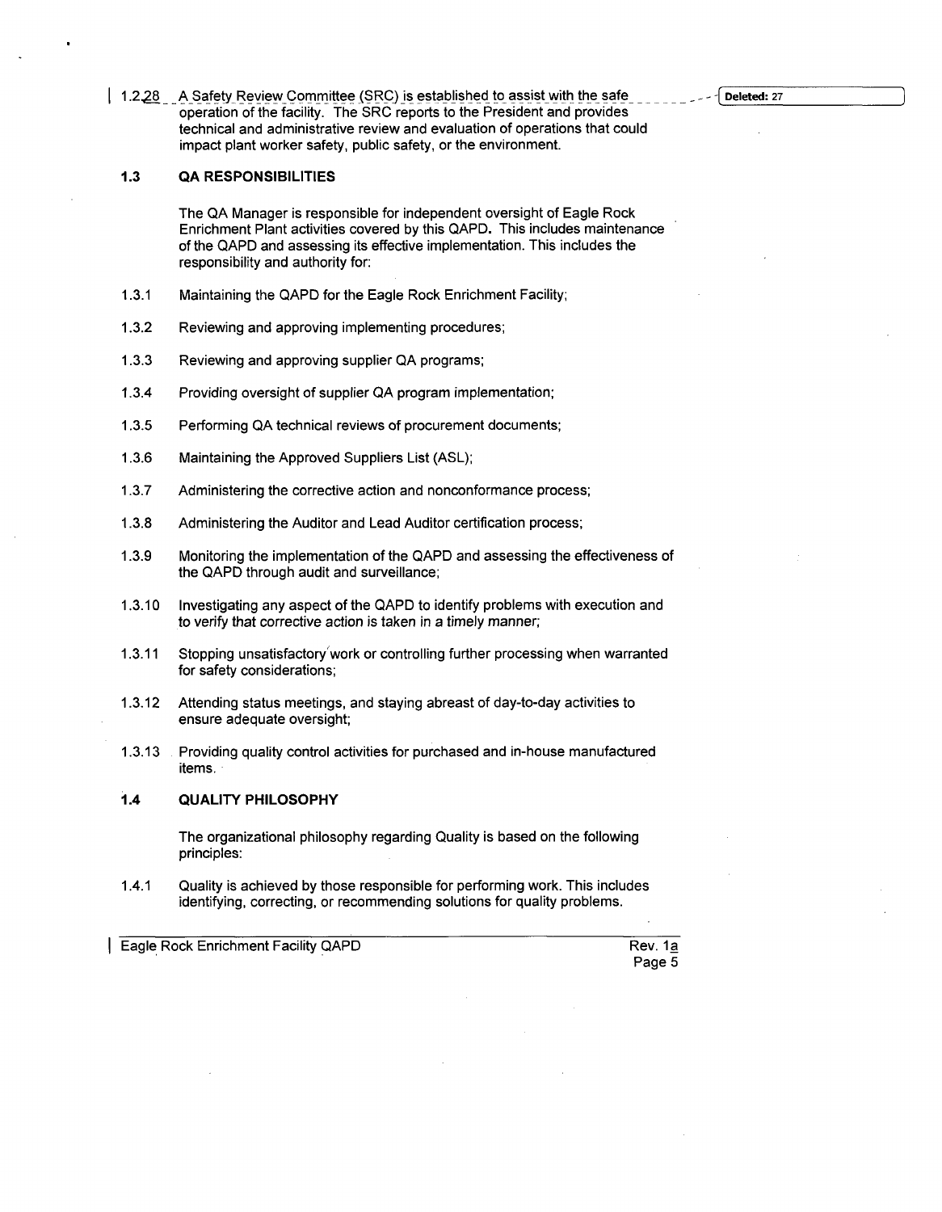1.2.28 A Safety Review Committee (SRC) is established to assist with the safe operation of the facility. The SRC reports to the President and provides technical and administrative review and evaluation of operations that could impact plant worker safety, public safety, or the environment.

### 1.3 QA RESPONSIBILITIES

The QA Manager is responsible for independent oversight of Eagle Rock Enrichment Plant activities covered by this QAPD. This includes maintenance of the QAPD and assessing its effective implementation. This includes the responsibility and authority for:

1.3.1 Maintaining the QAPD for the Eagle Rock Enrichment Facility;

1.3.2 Reviewing and approving implementing procedures;

1.3.3 Reviewing and approving supplier QA programs;

1.3.4 Providing oversight of supplier QA program implementation;

1.3.5 Performing QA technical reviews of procurement documents;

1.3.6 Maintaining the Approved Suppliers List (ASL);

1.3.7 Administering the corrective action and nonconformance process;

1.3.8 Administering the Auditor and Lead Auditor certification process;

1.3.9 Monitoring the implementation of the QAPD and assessing the effectiveness of the QAPD through audit and surveillance;

1.3.10 Investigating any aspect of the QAPD to identify problems with execution and to verify that corrective action is taken in a timely manner;

1.3.11 Stopping unsatisfactory work or controlling further processing when warranted for safety considerations;

1.3.12 Attending status meetings, and staying abreast of day-to-day activities to ensure adequate oversight;

1.3.13 Providing quality control activities for purchased and in-house manufactured items.

### 1.4 QUALITY PHILOSOPHY

The organizational philosophy regarding Quality is based on the following principles:

1.4.1 Quality is achieved by those responsible for performing work. This includes identifying, correcting, or recommending solutions for quality problems.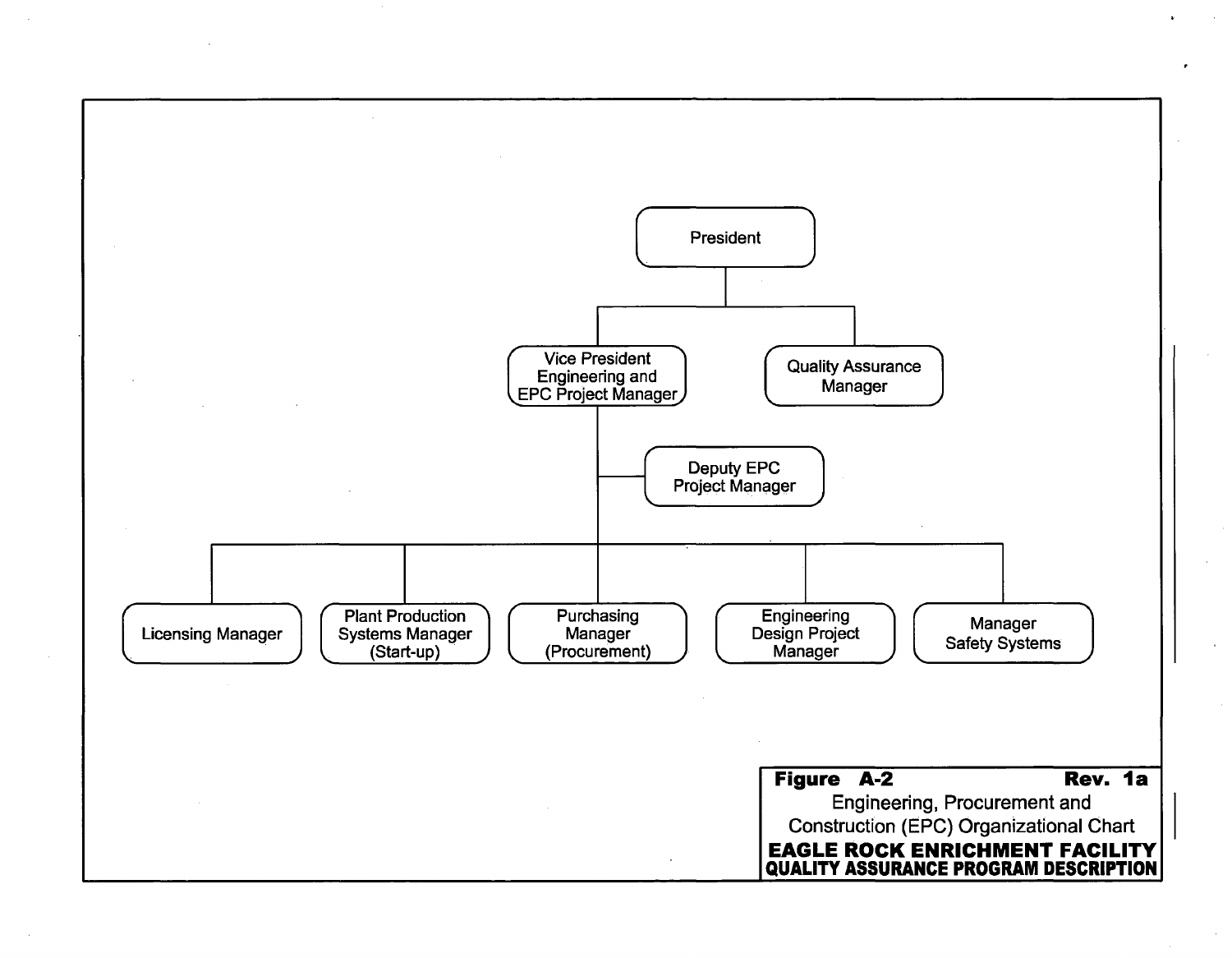President

Vice President Engineering and EPC Project Manager

Quality Assurance Manager

Deputy EPC Project Manager

Licensing Manager

Plant Production Systems Manager (Start-up)

Purchasing Manager (Procurement)

Engineering Design Project Manager

Manager Safety Systems

**Figure A-2** **Rev. 1a**

Engineering, Procurement and Construction (EPC) Organizational Chart

**EAGLE ROCK ENRICHMENT FACILITY**

**QUALITY ASSURANCE PROGRAM DESCRIPTION**